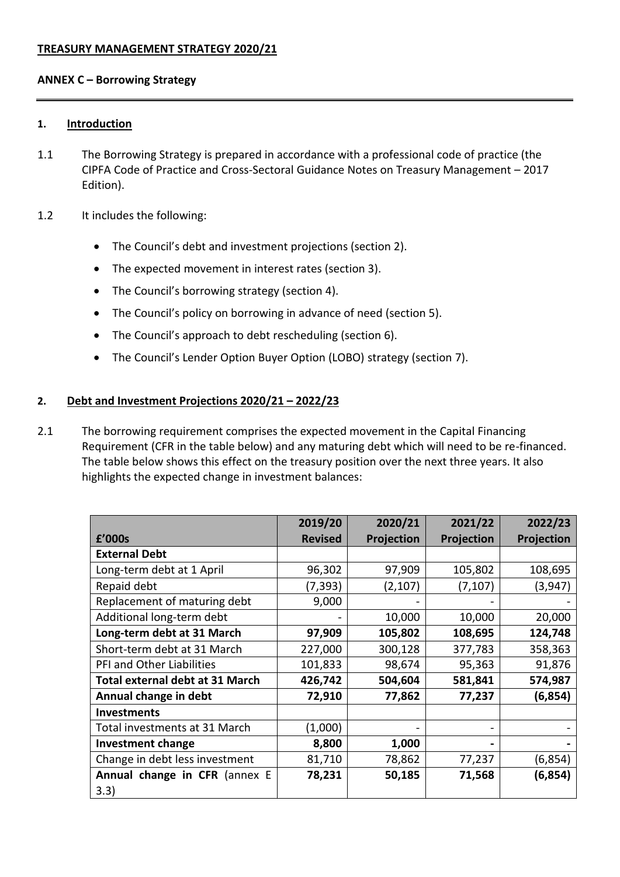**TREASURY MANAGEMENT STRATEGY 2020/21**

**ANNEX C – Borrowing Strategy**

## 1. Introduction

1.1 The Borrowing Strategy is prepared in accordance with a professional code of practice (the CIPFA Code of Practice and Cross-Sectoral Guidance Notes on Treasury Management – 2017 Edition).

1.2 It includes the following:

- The Council's debt and investment projections (section 2).
- The expected movement in interest rates (section 3).
- The Council's borrowing strategy (section 4).
- The Council's policy on borrowing in advance of need (section 5).
- The Council's approach to debt rescheduling (section 6).
- The Council's Lender Option Buyer Option (LOBO) strategy (section 7).

## 2. Debt and Investment Projections 2020/21 – 2022/23

2.1 The borrowing requirement comprises the expected movement in the Capital Financing Requirement (CFR in the table below) and any maturing debt which will need to be re-financed. The table below shows this effect on the treasury position over the next three years. It also highlights the expected change in investment balances:

| £'000s | 2019/20 Revised | 2020/21 Projection | 2021/22 Projection | 2022/23 Projection |
|---|---|---|---|---|
| **External Debt** | | | | |
| Long-term debt at 1 April | 96,302 | 97,909 | 105,802 | 108,695 |
| Repaid debt | (7,393) | (2,107) | (7,107) | (3,947) |
| Replacement of maturing debt | 9,000 | - | - | - |
| Additional long-term debt | - | 10,000 | 10,000 | 20,000 |
| **Long-term debt at 31 March** | **97,909** | **105,802** | **108,695** | **124,748** |
| Short-term debt at 31 March | 227,000 | 300,128 | 377,783 | 358,363 |
| PFI and Other Liabilities | 101,833 | 98,674 | 95,363 | 91,876 |
| **Total external debt at 31 March** | **426,742** | **504,604** | **581,841** | **574,987** |
| **Annual change in debt** | **72,910** | **77,862** | **77,237** | **(6,854)** |
| **Investments** | | | | |
| Total investments at 31 March | (1,000) | - | - | - |
| **Investment change** | **8,800** | **1,000** | **-** | **-** |
| Change in debt less investment | 81,710 | 78,862 | 77,237 | (6,854) |
| **Annual change in CFR** (annex E 3.3) | **78,231** | **50,185** | **71,568** | **(6,854)** |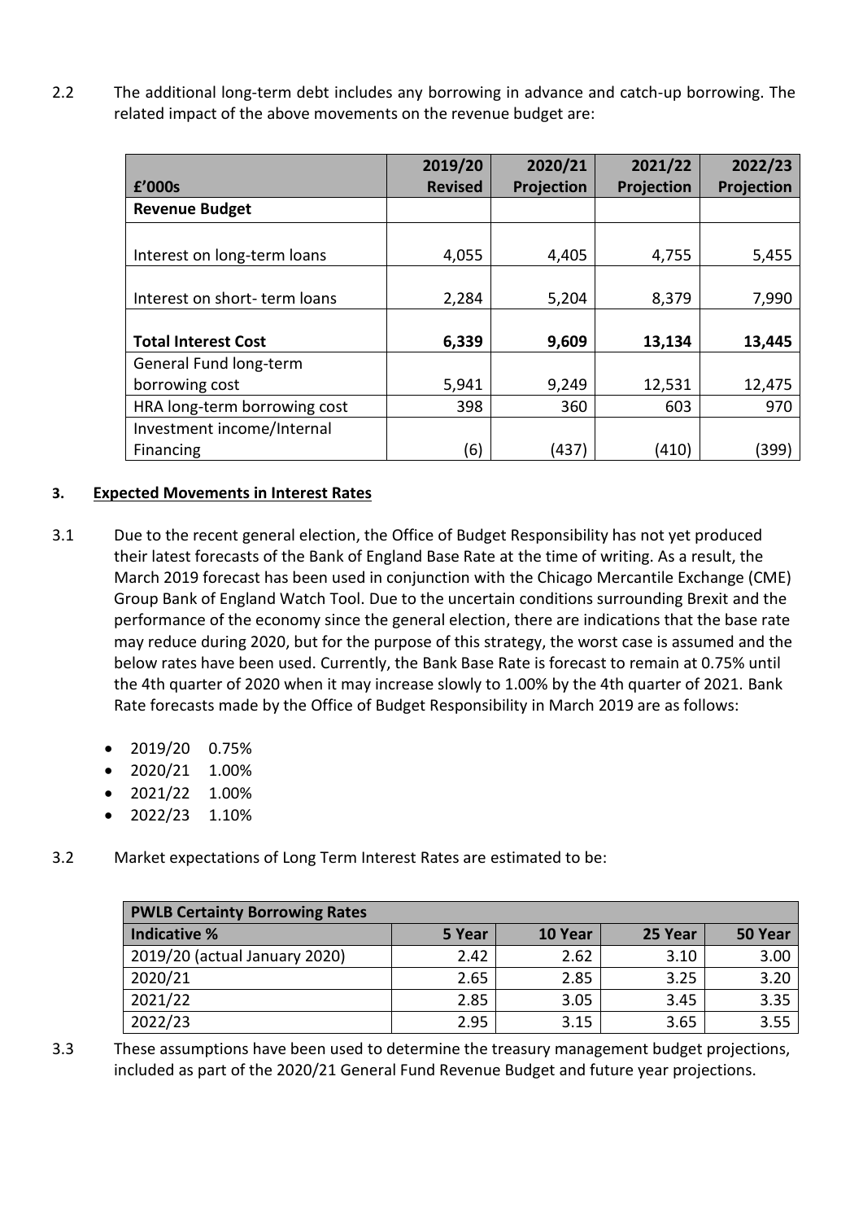2.2 The additional long-term debt includes any borrowing in advance and catch-up borrowing. The related impact of the above movements on the revenue budget are:

| £'000s | 2019/20 Revised | 2020/21 Projection | 2021/22 Projection | 2022/23 Projection |
|---|---|---|---|---|
| **Revenue Budget** | | | | |
| Interest on long-term loans | 4,055 | 4,405 | 4,755 | 5,455 |
| Interest on short- term loans | 2,284 | 5,204 | 8,379 | 7,990 |
| **Total Interest Cost** | **6,339** | **9,609** | **13,134** | **13,445** |
| General Fund long-term borrowing cost | 5,941 | 9,249 | 12,531 | 12,475 |
| HRA long-term borrowing cost | 398 | 360 | 603 | 970 |
| Investment income/Internal Financing | (6) | (437) | (410) | (399) |

## 3. Expected Movements in Interest Rates

3.1 Due to the recent general election, the Office of Budget Responsibility has not yet produced their latest forecasts of the Bank of England Base Rate at the time of writing. As a result, the March 2019 forecast has been used in conjunction with the Chicago Mercantile Exchange (CME) Group Bank of England Watch Tool. Due to the uncertain conditions surrounding Brexit and the performance of the economy since the general election, there are indications that the base rate may reduce during 2020, but for the purpose of this strategy, the worst case is assumed and the below rates have been used. Currently, the Bank Base Rate is forecast to remain at 0.75% until the 4th quarter of 2020 when it may increase slowly to 1.00% by the 4th quarter of 2021. Bank Rate forecasts made by the Office of Budget Responsibility in March 2019 are as follows:

- 2019/20 0.75%
- 2020/21 1.00%
- 2021/22 1.00%
- 2022/23 1.10%

3.2 Market expectations of Long Term Interest Rates are estimated to be:

| PWLB Certainty Borrowing Rates | | | | |
|---|---|---|---|---|
| **Indicative %** | **5 Year** | **10 Year** | **25 Year** | **50 Year** |
| 2019/20 (actual January 2020) | 2.42 | 2.62 | 3.10 | 3.00 |
| 2020/21 | 2.65 | 2.85 | 3.25 | 3.20 |
| 2021/22 | 2.85 | 3.05 | 3.45 | 3.35 |
| 2022/23 | 2.95 | 3.15 | 3.65 | 3.55 |

3.3 These assumptions have been used to determine the treasury management budget projections, included as part of the 2020/21 General Fund Revenue Budget and future year projections.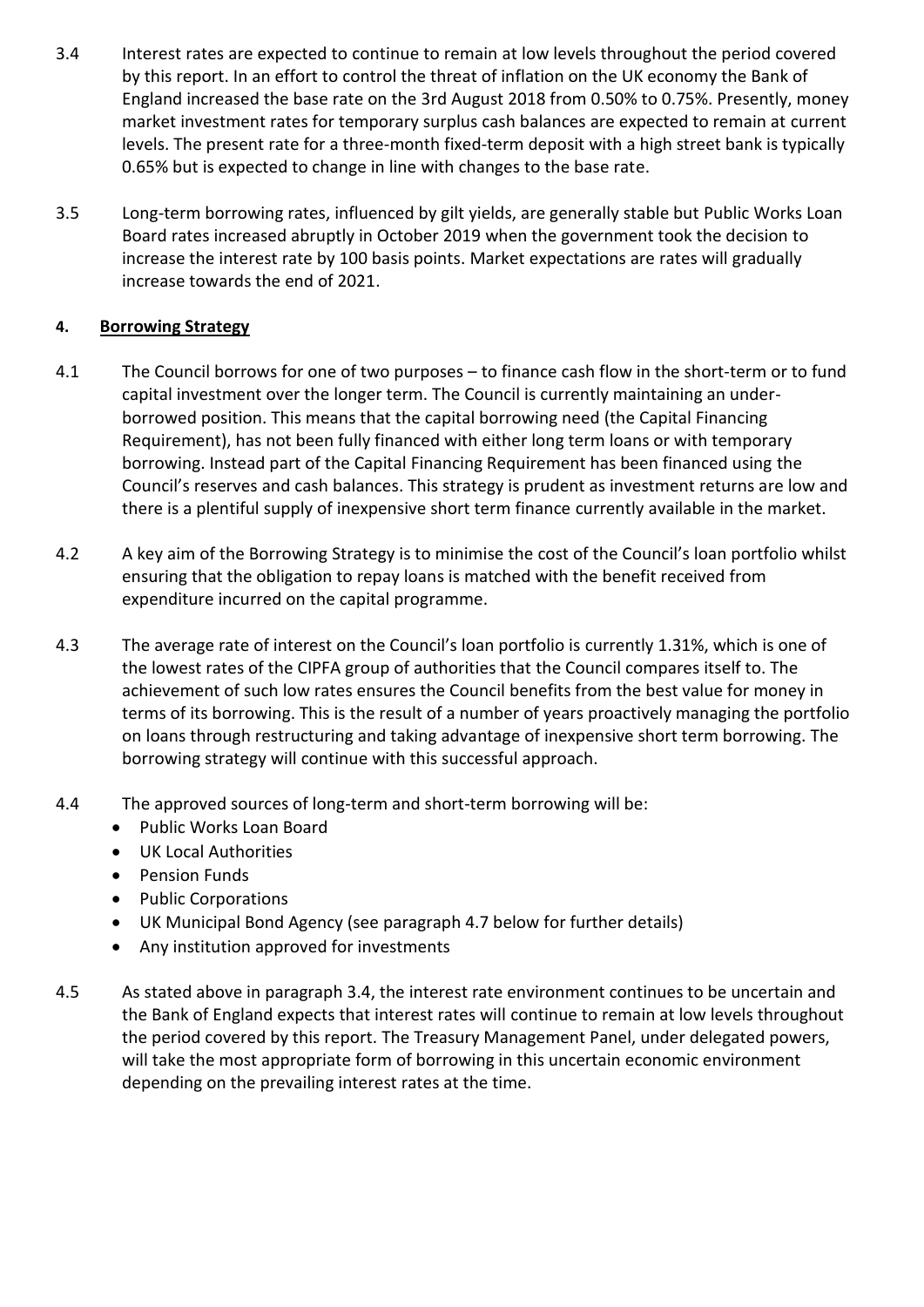3.4 Interest rates are expected to continue to remain at low levels throughout the period covered by this report. In an effort to control the threat of inflation on the UK economy the Bank of England increased the base rate on the 3rd August 2018 from 0.50% to 0.75%. Presently, money market investment rates for temporary surplus cash balances are expected to remain at current levels. The present rate for a three-month fixed-term deposit with a high street bank is typically 0.65% but is expected to change in line with changes to the base rate.

3.5 Long-term borrowing rates, influenced by gilt yields, are generally stable but Public Works Loan Board rates increased abruptly in October 2019 when the government took the decision to increase the interest rate by 100 basis points. Market expectations are rates will gradually increase towards the end of 2021.

## 4. Borrowing Strategy

4.1 The Council borrows for one of two purposes – to finance cash flow in the short-term or to fund capital investment over the longer term. The Council is currently maintaining an under-borrowed position. This means that the capital borrowing need (the Capital Financing Requirement), has not been fully financed with either long term loans or with temporary borrowing. Instead part of the Capital Financing Requirement has been financed using the Council's reserves and cash balances. This strategy is prudent as investment returns are low and there is a plentiful supply of inexpensive short term finance currently available in the market.

4.2 A key aim of the Borrowing Strategy is to minimise the cost of the Council's loan portfolio whilst ensuring that the obligation to repay loans is matched with the benefit received from expenditure incurred on the capital programme.

4.3 The average rate of interest on the Council's loan portfolio is currently 1.31%, which is one of the lowest rates of the CIPFA group of authorities that the Council compares itself to. The achievement of such low rates ensures the Council benefits from the best value for money in terms of its borrowing. This is the result of a number of years proactively managing the portfolio on loans through restructuring and taking advantage of inexpensive short term borrowing. The borrowing strategy will continue with this successful approach.

4.4 The approved sources of long-term and short-term borrowing will be:

- Public Works Loan Board
- UK Local Authorities
- Pension Funds
- Public Corporations
- UK Municipal Bond Agency (see paragraph 4.7 below for further details)
- Any institution approved for investments

4.5 As stated above in paragraph 3.4, the interest rate environment continues to be uncertain and the Bank of England expects that interest rates will continue to remain at low levels throughout the period covered by this report. The Treasury Management Panel, under delegated powers, will take the most appropriate form of borrowing in this uncertain economic environment depending on the prevailing interest rates at the time.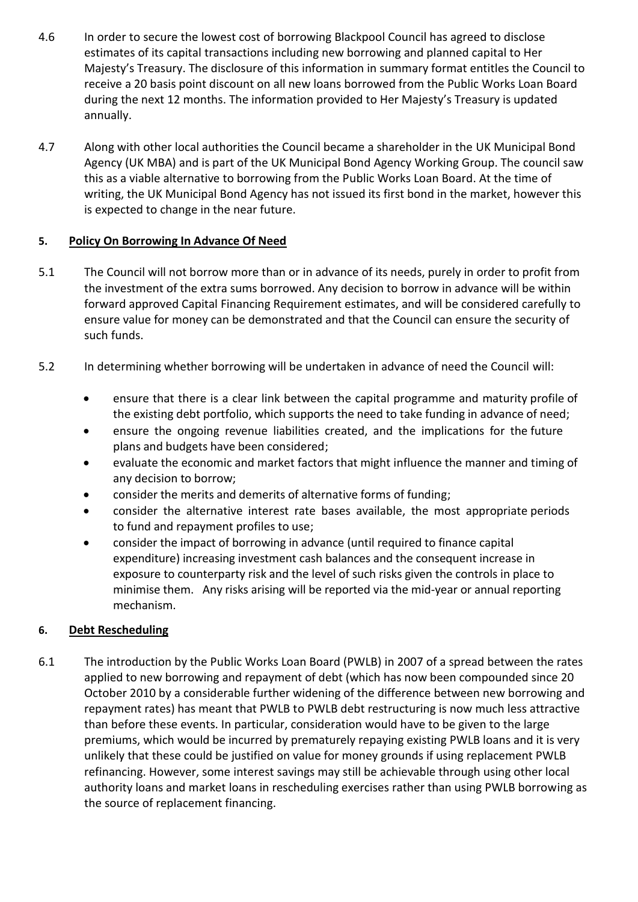4.6 In order to secure the lowest cost of borrowing Blackpool Council has agreed to disclose estimates of its capital transactions including new borrowing and planned capital to Her Majesty's Treasury. The disclosure of this information in summary format entitles the Council to receive a 20 basis point discount on all new loans borrowed from the Public Works Loan Board during the next 12 months. The information provided to Her Majesty's Treasury is updated annually.

4.7 Along with other local authorities the Council became a shareholder in the UK Municipal Bond Agency (UK MBA) and is part of the UK Municipal Bond Agency Working Group. The council saw this as a viable alternative to borrowing from the Public Works Loan Board. At the time of writing, the UK Municipal Bond Agency has not issued its first bond in the market, however this is expected to change in the near future.

## 5. Policy On Borrowing In Advance Of Need

5.1 The Council will not borrow more than or in advance of its needs, purely in order to profit from the investment of the extra sums borrowed. Any decision to borrow in advance will be within forward approved Capital Financing Requirement estimates, and will be considered carefully to ensure value for money can be demonstrated and that the Council can ensure the security of such funds.

5.2 In determining whether borrowing will be undertaken in advance of need the Council will:

- ensure that there is a clear link between the capital programme and maturity profile of the existing debt portfolio, which supports the need to take funding in advance of need;
- ensure the ongoing revenue liabilities created, and the implications for the future plans and budgets have been considered;
- evaluate the economic and market factors that might influence the manner and timing of any decision to borrow;
- consider the merits and demerits of alternative forms of funding;
- consider the alternative interest rate bases available, the most appropriate periods to fund and repayment profiles to use;
- consider the impact of borrowing in advance (until required to finance capital expenditure) increasing investment cash balances and the consequent increase in exposure to counterparty risk and the level of such risks given the controls in place to minimise them. Any risks arising will be reported via the mid-year or annual reporting mechanism.

## 6. Debt Rescheduling

6.1 The introduction by the Public Works Loan Board (PWLB) in 2007 of a spread between the rates applied to new borrowing and repayment of debt (which has now been compounded since 20 October 2010 by a considerable further widening of the difference between new borrowing and repayment rates) has meant that PWLB to PWLB debt restructuring is now much less attractive than before these events. In particular, consideration would have to be given to the large premiums, which would be incurred by prematurely repaying existing PWLB loans and it is very unlikely that these could be justified on value for money grounds if using replacement PWLB refinancing. However, some interest savings may still be achievable through using other local authority loans and market loans in rescheduling exercises rather than using PWLB borrowing as the source of replacement financing.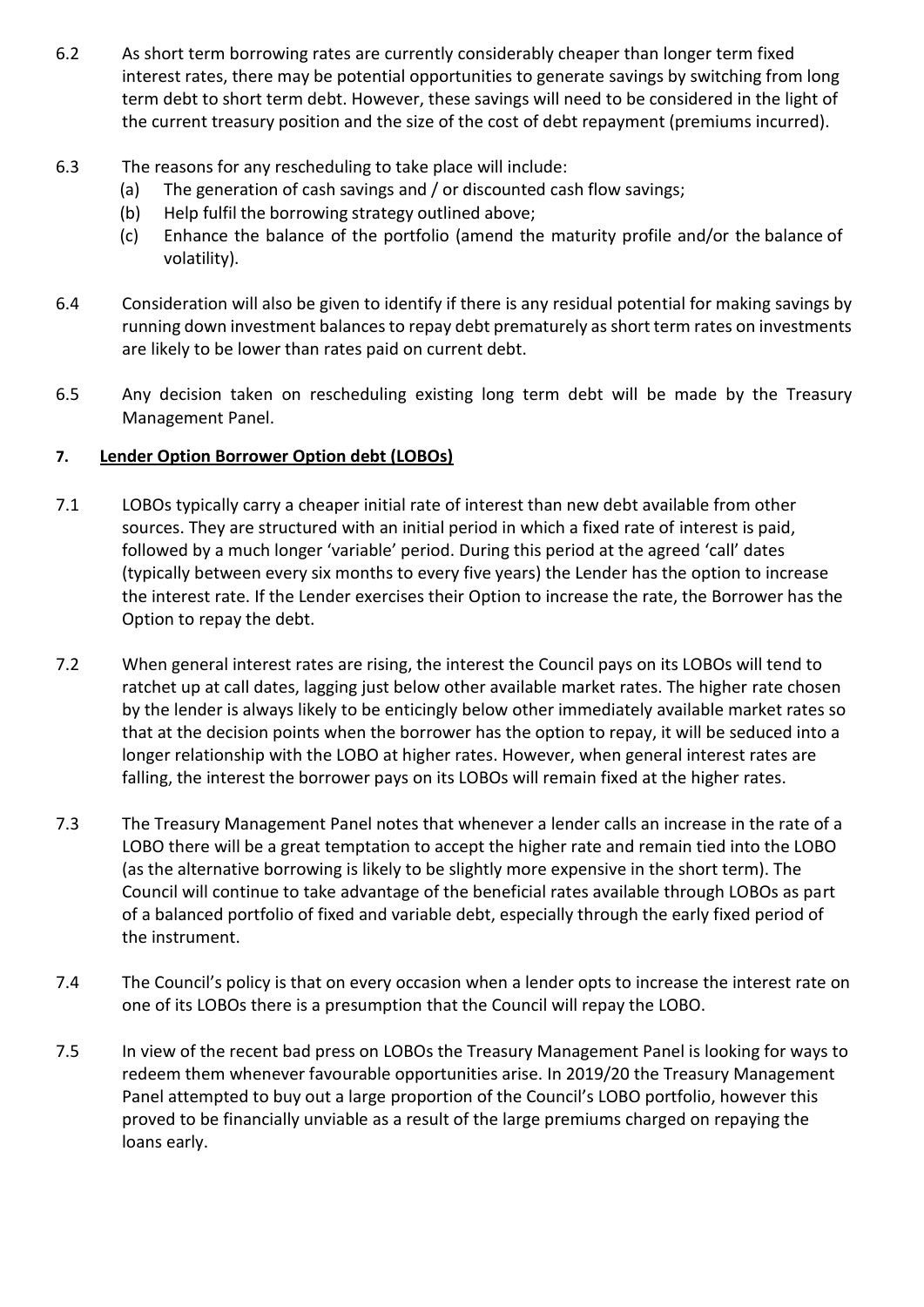6.2 As short term borrowing rates are currently considerably cheaper than longer term fixed interest rates, there may be potential opportunities to generate savings by switching from long term debt to short term debt. However, these savings will need to be considered in the light of the current treasury position and the size of the cost of debt repayment (premiums incurred).

6.3 The reasons for any rescheduling to take place will include:

(a) The generation of cash savings and / or discounted cash flow savings;

(b) Help fulfil the borrowing strategy outlined above;

(c) Enhance the balance of the portfolio (amend the maturity profile and/or the balance of volatility).

6.4 Consideration will also be given to identify if there is any residual potential for making savings by running down investment balances to repay debt prematurely as short term rates on investments are likely to be lower than rates paid on current debt.

6.5 Any decision taken on rescheduling existing long term debt will be made by the Treasury Management Panel.

## 7. Lender Option Borrower Option debt (LOBOs)

7.1 LOBOs typically carry a cheaper initial rate of interest than new debt available from other sources. They are structured with an initial period in which a fixed rate of interest is paid, followed by a much longer 'variable' period. During this period at the agreed 'call' dates (typically between every six months to every five years) the Lender has the option to increase the interest rate. If the Lender exercises their Option to increase the rate, the Borrower has the Option to repay the debt.

7.2 When general interest rates are rising, the interest the Council pays on its LOBOs will tend to ratchet up at call dates, lagging just below other available market rates. The higher rate chosen by the lender is always likely to be enticingly below other immediately available market rates so that at the decision points when the borrower has the option to repay, it will be seduced into a longer relationship with the LOBO at higher rates. However, when general interest rates are falling, the interest the borrower pays on its LOBOs will remain fixed at the higher rates.

7.3 The Treasury Management Panel notes that whenever a lender calls an increase in the rate of a LOBO there will be a great temptation to accept the higher rate and remain tied into the LOBO (as the alternative borrowing is likely to be slightly more expensive in the short term). The Council will continue to take advantage of the beneficial rates available through LOBOs as part of a balanced portfolio of fixed and variable debt, especially through the early fixed period of the instrument.

7.4 The Council's policy is that on every occasion when a lender opts to increase the interest rate on one of its LOBOs there is a presumption that the Council will repay the LOBO.

7.5 In view of the recent bad press on LOBOs the Treasury Management Panel is looking for ways to redeem them whenever favourable opportunities arise. In 2019/20 the Treasury Management Panel attempted to buy out a large proportion of the Council's LOBO portfolio, however this proved to be financially unviable as a result of the large premiums charged on repaying the loans early.